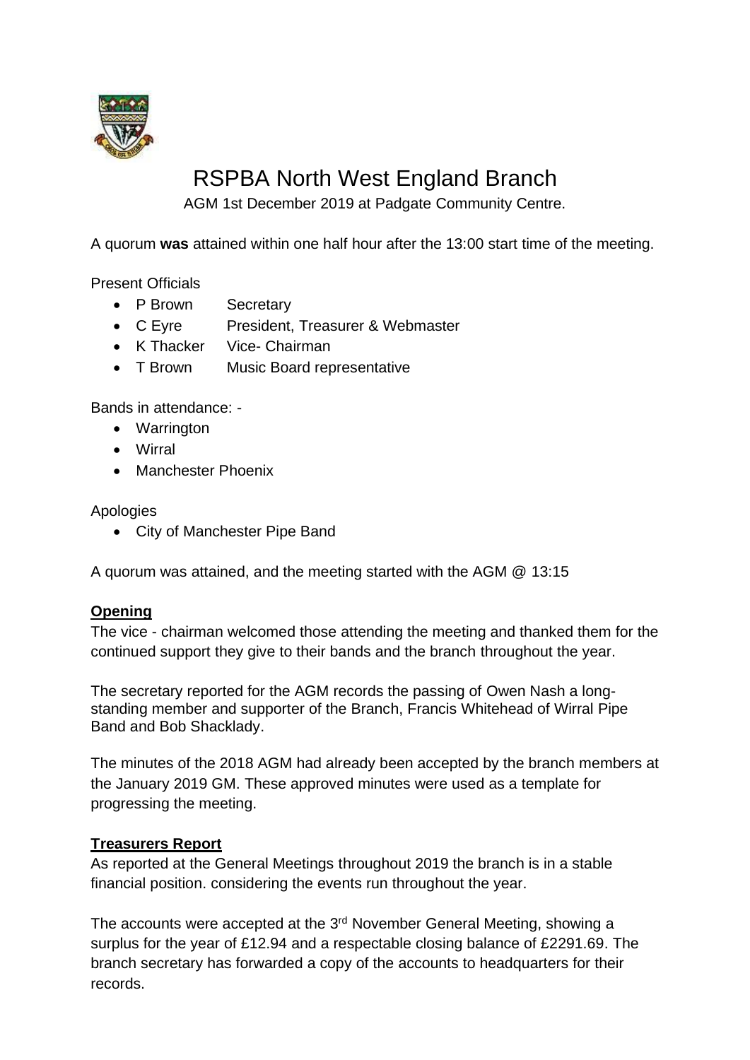# RSPBA North West England Branch

AGM 1st December 2019 at Padgate Community Centre.

A quorum **was** attained within one half hour after the 13:00 start time of the meeting.

Present Officials

- P Brown Secretary
- C Eyre President, Treasurer & Webmaster
- K Thacker Vice- Chairman
- T Brown Music Board representative

Bands in attendance: -

- Warrington
- Wirral
- Manchester Phoenix

Apologies

- City of Manchester Pipe Band

A quorum was attained, and the meeting started with the AGM @ 13:15

**Opening**

The vice - chairman welcomed those attending the meeting and thanked them for the continued support they give to their bands and the branch throughout the year.

The secretary reported for the AGM records the passing of Owen Nash a long-standing member and supporter of the Branch, Francis Whitehead of Wirral Pipe Band and Bob Shacklady.

The minutes of the 2018 AGM had already been accepted by the branch members at the January 2019 GM. These approved minutes were used as a template for progressing the meeting.

**Treasurers Report**

As reported at the General Meetings throughout 2019 the branch is in a stable financial position. considering the events run throughout the year.

The accounts were accepted at the 3rd November General Meeting, showing a surplus for the year of £12.94 and a respectable closing balance of £2291.69. The branch secretary has forwarded a copy of the accounts to headquarters for their records.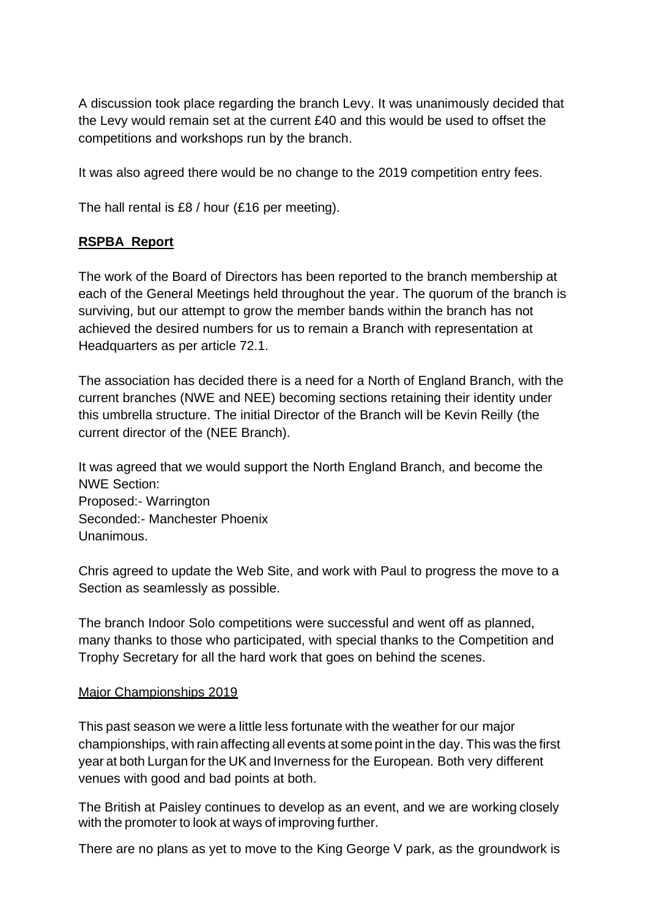A discussion took place regarding the branch Levy. It was unanimously decided that the Levy would remain set at the current £40 and this would be used to offset the competitions and workshops run by the branch.

It was also agreed there would be no change to the 2019 competition entry fees.

The hall rental is £8 / hour (£16 per meeting).

## **RSPBA Report**

The work of the Board of Directors has been reported to the branch membership at each of the General Meetings held throughout the year. The quorum of the branch is surviving, but our attempt to grow the member bands within the branch has not achieved the desired numbers for us to remain a Branch with representation at Headquarters as per article 72.1.

The association has decided there is a need for a North of England Branch, with the current branches (NWE and NEE) becoming sections retaining their identity under this umbrella structure. The initial Director of the Branch will be Kevin Reilly (the current director of the (NEE Branch).

It was agreed that we would support the North England Branch, and become the NWE Section:
Proposed:- Warrington
Seconded:- Manchester Phoenix
Unanimous.

Chris agreed to update the Web Site, and work with Paul to progress the move to a Section as seamlessly as possible.

The branch Indoor Solo competitions were successful and went off as planned, many thanks to those who participated, with special thanks to the Competition and Trophy Secretary for all the hard work that goes on behind the scenes.

### Major Championships 2019

This past season we were a little less fortunate with the weather for our major championships, with rain affecting all events at some point in the day. This was the first year at both Lurgan for the UK and Inverness for the European. Both very different venues with good and bad points at both.

The British at Paisley continues to develop as an event, and we are working closely with the promoter to look at ways of improving further.

There are no plans as yet to move to the King George V park, as the groundwork is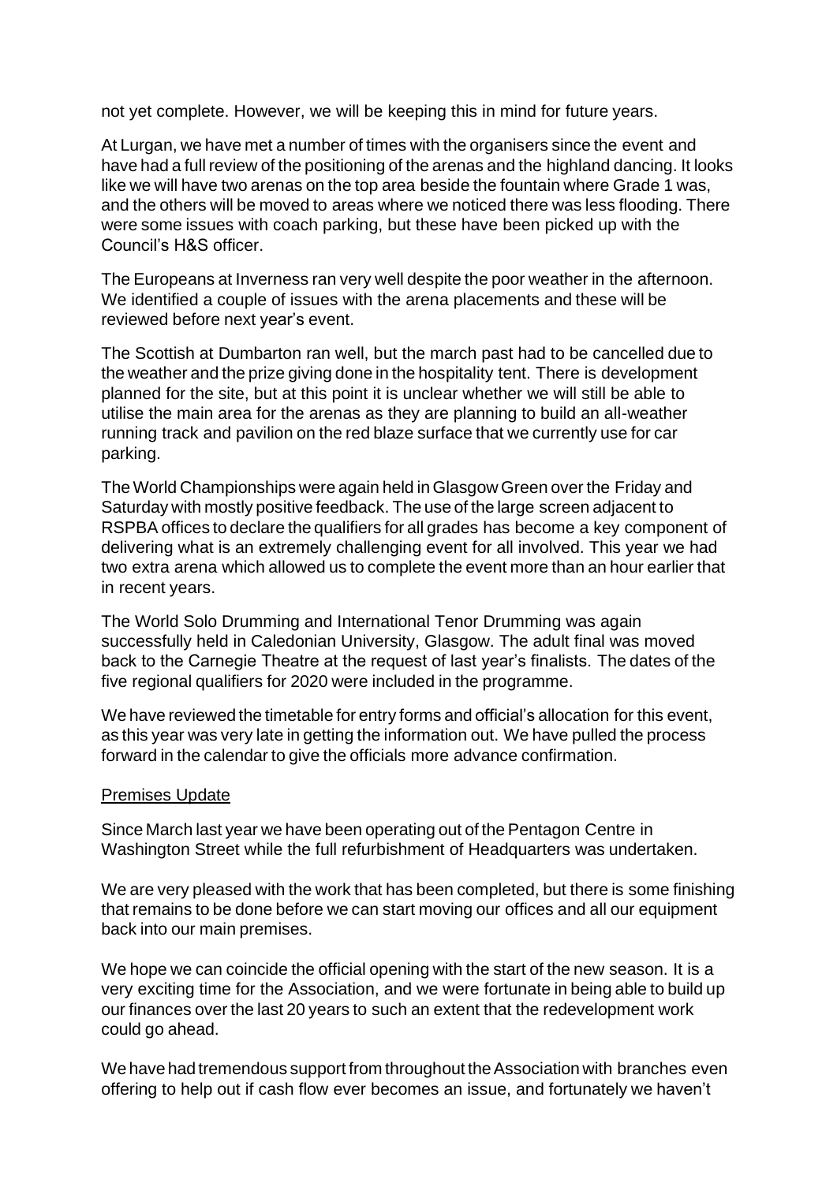not yet complete. However, we will be keeping this in mind for future years.

At Lurgan, we have met a number of times with the organisers since the event and have had a full review of the positioning of the arenas and the highland dancing. It looks like we will have two arenas on the top area beside the fountain where Grade 1 was, and the others will be moved to areas where we noticed there was less flooding. There were some issues with coach parking, but these have been picked up with the Council's H&S officer.

The Europeans at Inverness ran very well despite the poor weather in the afternoon. We identified a couple of issues with the arena placements and these will be reviewed before next year's event.

The Scottish at Dumbarton ran well, but the march past had to be cancelled due to the weather and the prize giving done in the hospitality tent. There is development planned for the site, but at this point it is unclear whether we will still be able to utilise the main area for the arenas as they are planning to build an all-weather running track and pavilion on the red blaze surface that we currently use for car parking.

The World Championships were again held in Glasgow Green over the Friday and Saturday with mostly positive feedback. The use of the large screen adjacent to RSPBA offices to declare the qualifiers for all grades has become a key component of delivering what is an extremely challenging event for all involved. This year we had two extra arena which allowed us to complete the event more than an hour earlier that in recent years.

The World Solo Drumming and International Tenor Drumming was again successfully held in Caledonian University, Glasgow. The adult final was moved back to the Carnegie Theatre at the request of last year's finalists. The dates of the five regional qualifiers for 2020 were included in the programme.

We have reviewed the timetable for entry forms and official's allocation for this event, as this year was very late in getting the information out. We have pulled the process forward in the calendar to give the officials more advance confirmation.

Premises Update

Since March last year we have been operating out of the Pentagon Centre in Washington Street while the full refurbishment of Headquarters was undertaken.

We are very pleased with the work that has been completed, but there is some finishing that remains to be done before we can start moving our offices and all our equipment back into our main premises.

We hope we can coincide the official opening with the start of the new season. It is a very exciting time for the Association, and we were fortunate in being able to build up our finances over the last 20 years to such an extent that the redevelopment work could go ahead.

We have had tremendous support from throughout the Association with branches even offering to help out if cash flow ever becomes an issue, and fortunately we haven't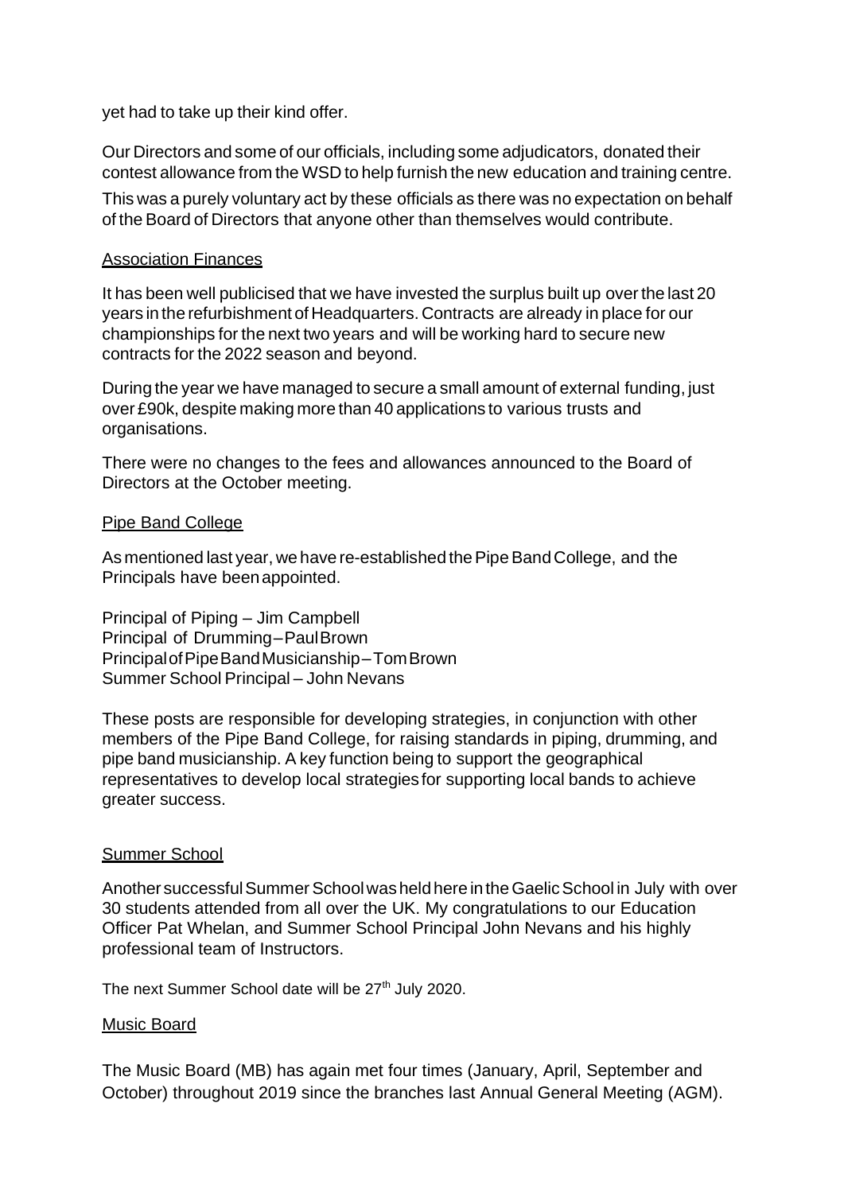yet had to take up their kind offer.

Our Directors and some of our officials, including some adjudicators, donated their contest allowance from the WSD to help furnish the new education and training centre.

This was a purely voluntary act by these officials as there was no expectation on behalf of the Board of Directors that anyone other than themselves would contribute.

## Association Finances

It has been well publicised that we have invested the surplus built up over the last 20 years in the refurbishment of Headquarters. Contracts are already in place for our championships for the next two years and will be working hard to secure new contracts for the 2022 season and beyond.

During the year we have managed to secure a small amount of external funding, just over £90k, despite making more than 40 applications to various trusts and organisations.

There were no changes to the fees and allowances announced to the Board of Directors at the October meeting.

## Pipe Band College

As mentioned last year, we have re-established the Pipe Band College, and the Principals have been appointed.

Principal of Piping – Jim Campbell
Principal of Drumming – Paul Brown
Principal of Pipe Band Musicianship – Tom Brown
Summer School Principal – John Nevans

These posts are responsible for developing strategies, in conjunction with other members of the Pipe Band College, for raising standards in piping, drumming, and pipe band musicianship. A key function being to support the geographical representatives to develop local strategies for supporting local bands to achieve greater success.

## Summer School

Another successful Summer School was held here in the Gaelic School in July with over 30 students attended from all over the UK. My congratulations to our Education Officer Pat Whelan, and Summer School Principal John Nevans and his highly professional team of Instructors.

The next Summer School date will be 27th July 2020.

## Music Board

The Music Board (MB) has again met four times (January, April, September and October) throughout 2019 since the branches last Annual General Meeting (AGM).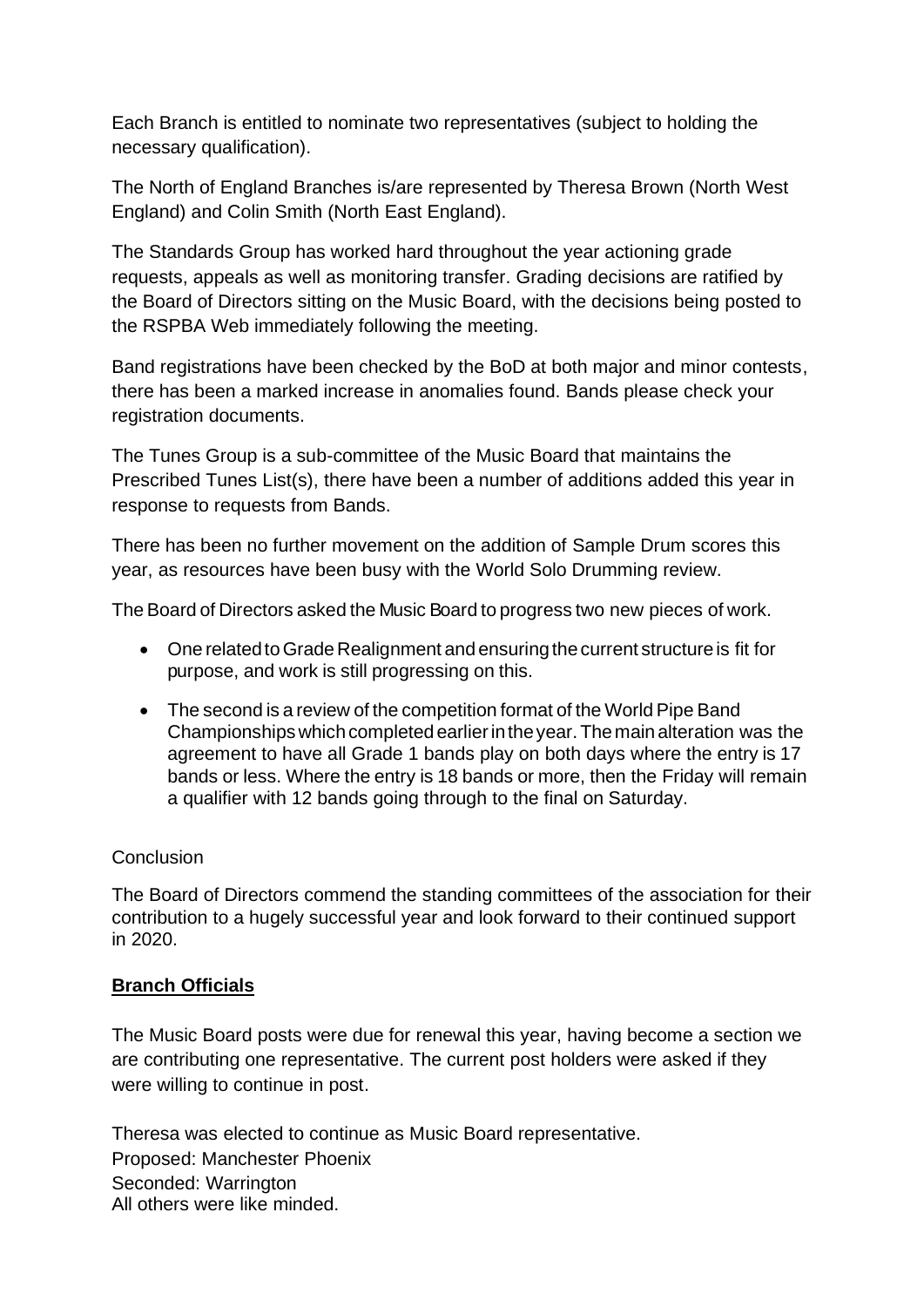Each Branch is entitled to nominate two representatives (subject to holding the necessary qualification).

The North of England Branches is/are represented by Theresa Brown (North West England) and Colin Smith (North East England).

The Standards Group has worked hard throughout the year actioning grade requests, appeals as well as monitoring transfer. Grading decisions are ratified by the Board of Directors sitting on the Music Board, with the decisions being posted to the RSPBA Web immediately following the meeting.

Band registrations have been checked by the BoD at both major and minor contests, there has been a marked increase in anomalies found. Bands please check your registration documents.

The Tunes Group is a sub-committee of the Music Board that maintains the Prescribed Tunes List(s), there have been a number of additions added this year in response to requests from Bands.

There has been no further movement on the addition of Sample Drum scores this year, as resources have been busy with the World Solo Drumming review.

The Board of Directors asked the Music Board to progress two new pieces of work.

- One related to Grade Realignment and ensuring the current structure is fit for purpose, and work is still progressing on this.
- The second is a review of the competition format of the World Pipe Band Championships which completed earlier in the year. The main alteration was the agreement to have all Grade 1 bands play on both days where the entry is 17 bands or less. Where the entry is 18 bands or more, then the Friday will remain a qualifier with 12 bands going through to the final on Saturday.

Conclusion

The Board of Directors commend the standing committees of the association for their contribution to a hugely successful year and look forward to their continued support in 2020.

## **Branch Officials**

The Music Board posts were due for renewal this year, having become a section we are contributing one representative. The current post holders were asked if they were willing to continue in post.

Theresa was elected to continue as Music Board representative.
Proposed: Manchester Phoenix
Seconded: Warrington
All others were like minded.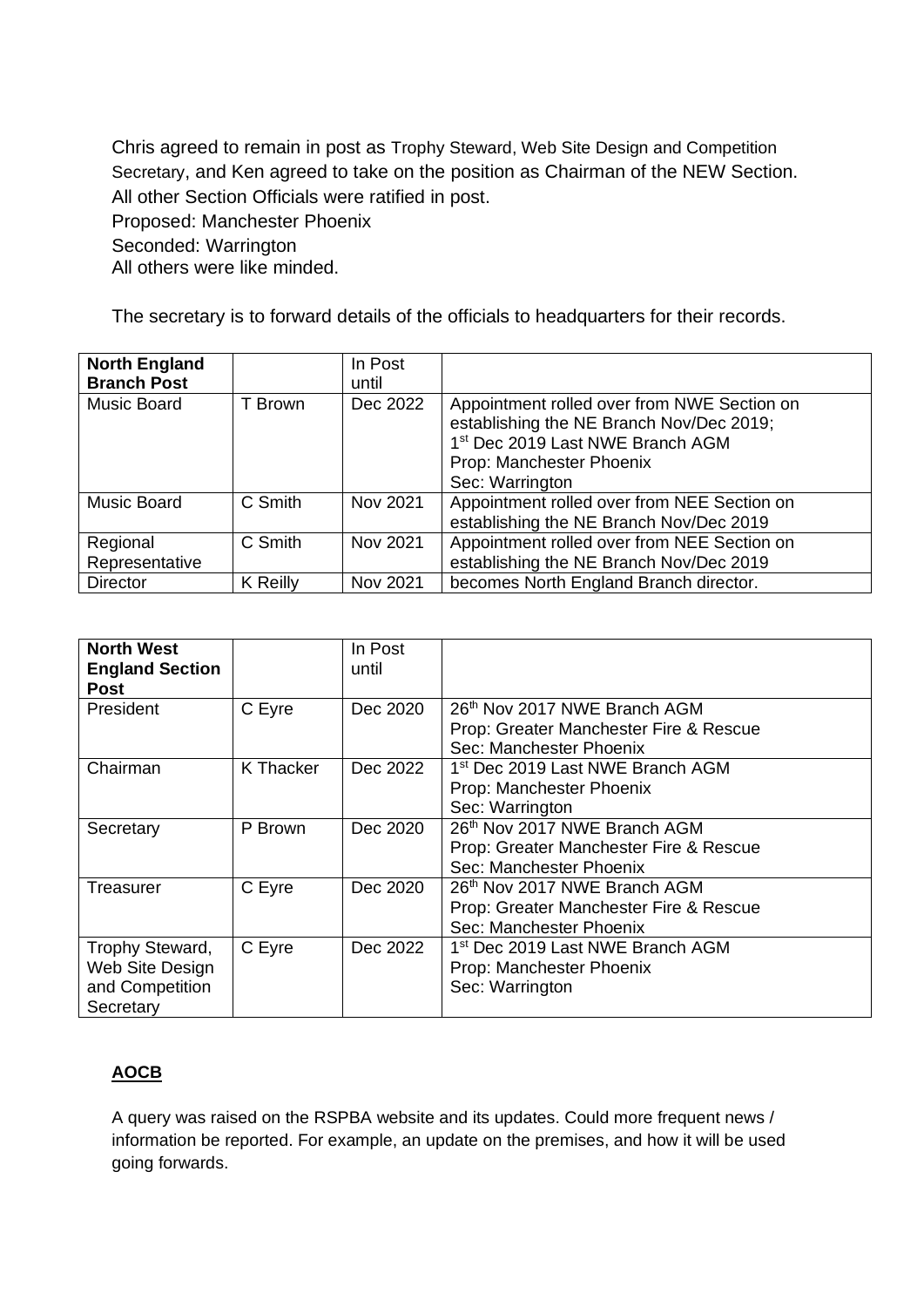Chris agreed to remain in post as Trophy Steward, Web Site Design and Competition Secretary, and Ken agreed to take on the position as Chairman of the NEW Section.
All other Section Officials were ratified in post.
Proposed: Manchester Phoenix
Seconded: Warrington
All others were like minded.

The secretary is to forward details of the officials to headquarters for their records.

| **North England Branch Post** | | In Post until | |
|---|---|---|---|
| Music Board | T Brown | Dec 2022 | Appointment rolled over from NWE Section on establishing the NE Branch Nov/Dec 2019; 1st Dec 2019 Last NWE Branch AGM Prop: Manchester Phoenix Sec: Warrington |
| Music Board | C Smith | Nov 2021 | Appointment rolled over from NEE Section on establishing the NE Branch Nov/Dec 2019 |
| Regional Representative | C Smith | Nov 2021 | Appointment rolled over from NEE Section on establishing the NE Branch Nov/Dec 2019 |
| Director | K Reilly | Nov 2021 | becomes North England Branch director. |

| **North West England Section Post** | | In Post until | |
|---|---|---|---|
| President | C Eyre | Dec 2020 | 26th Nov 2017 NWE Branch AGM Prop: Greater Manchester Fire & Rescue Sec: Manchester Phoenix |
| Chairman | K Thacker | Dec 2022 | 1st Dec 2019 Last NWE Branch AGM Prop: Manchester Phoenix Sec: Warrington |
| Secretary | P Brown | Dec 2020 | 26th Nov 2017 NWE Branch AGM Prop: Greater Manchester Fire & Rescue Sec: Manchester Phoenix |
| Treasurer | C Eyre | Dec 2020 | 26th Nov 2017 NWE Branch AGM Prop: Greater Manchester Fire & Rescue Sec: Manchester Phoenix |
| Trophy Steward, Web Site Design and Competition Secretary | C Eyre | Dec 2022 | 1st Dec 2019 Last NWE Branch AGM Prop: Manchester Phoenix Sec: Warrington |

## **AOCB**

A query was raised on the RSPBA website and its updates. Could more frequent news / information be reported. For example, an update on the premises, and how it will be used going forwards.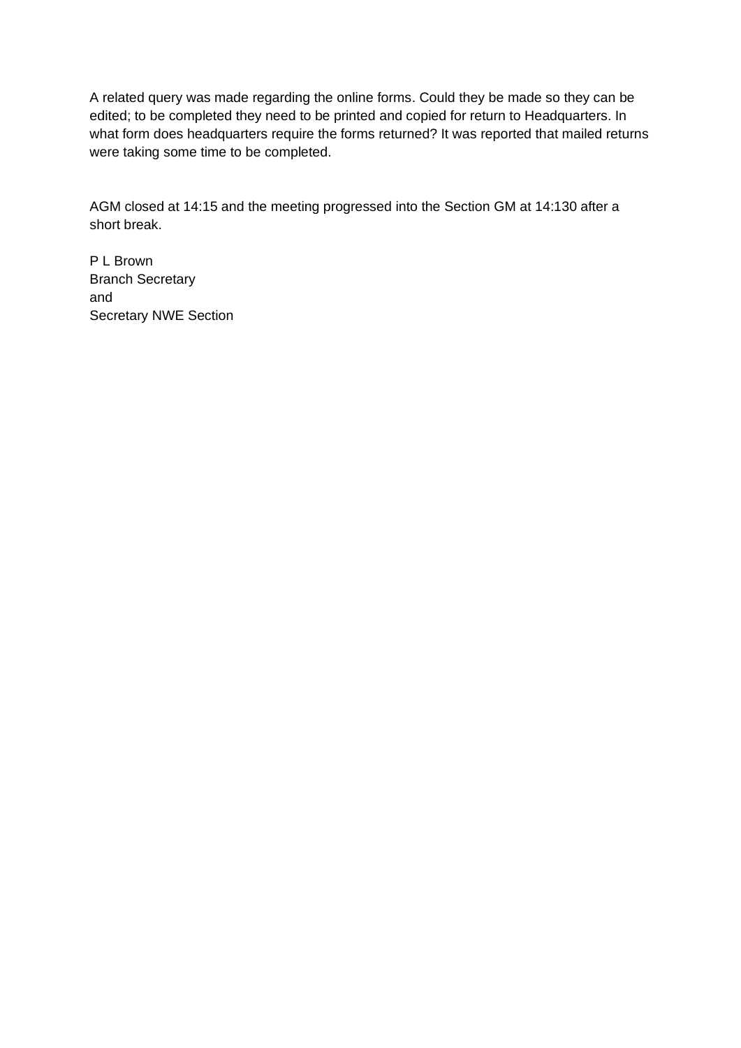A related query was made regarding the online forms. Could they be made so they can be edited; to be completed they need to be printed and copied for return to Headquarters. In what form does headquarters require the forms returned? It was reported that mailed returns were taking some time to be completed.

AGM closed at 14:15 and the meeting progressed into the Section GM at 14:130 after a short break.

P L Brown  
Branch Secretary  
and  
Secretary NWE Section